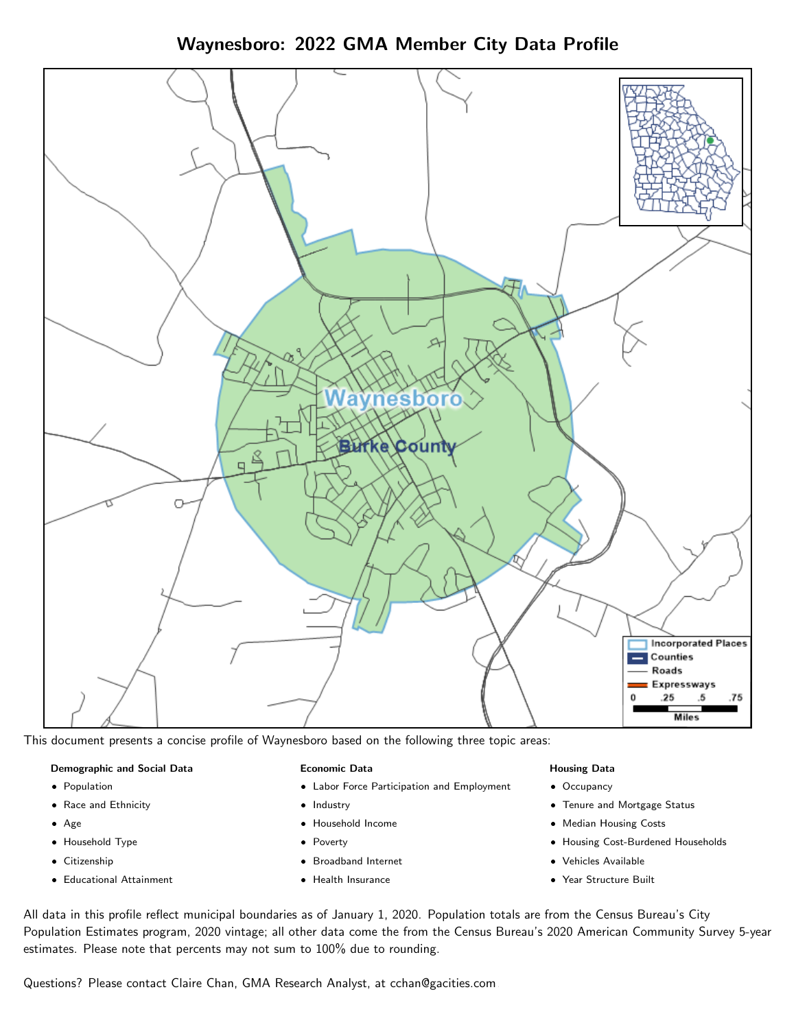# Waynesboro: 2022 GMA Member City Data Profile

This document presents a concise profile of Waynesboro based on the following three topic areas:

**Demographic and Social Data**

- Population
- Race and Ethnicity
- Age
- Household Type
- Citizenship
- Educational Attainment

**Economic Data**

- Labor Force Participation and Employment
- Industry
- Household Income
- Poverty
- Broadband Internet
- Health Insurance

**Housing Data**

- Occupancy
- Tenure and Mortgage Status
- Median Housing Costs
- Housing Cost-Burdened Households
- Vehicles Available
- Year Structure Built

All data in this profile reflect municipal boundaries as of January 1, 2020. Population totals are from the Census Bureau's City Population Estimates program, 2020 vintage; all other data come the from the Census Bureau's 2020 American Community Survey 5-year estimates. Please note that percents may not sum to 100% due to rounding.

Questions? Please contact Claire Chan, GMA Research Analyst, at cchan@gacities.com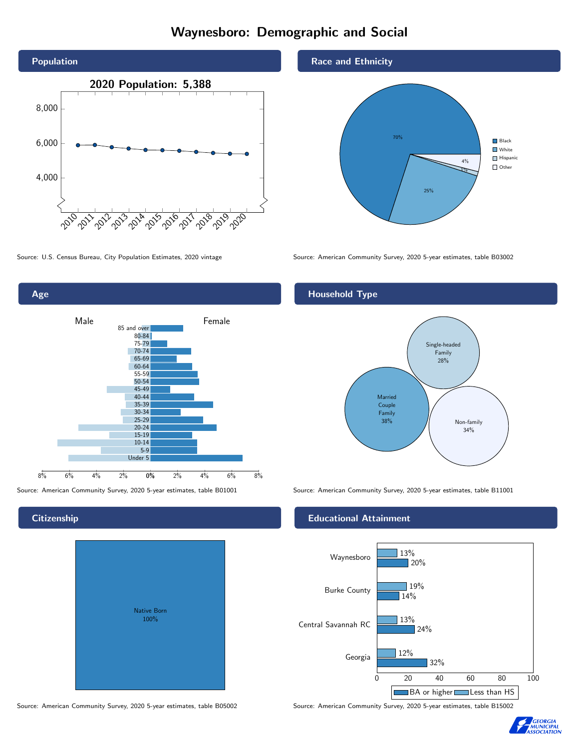# Waynesboro: Demographic and Social

## Population

2020 Population: 5,388

Source: U.S. Census Bureau, City Population Estimates, 2020 vintage

## Race and Ethnicity

| Race/Ethnicity | Percent |
|---|---|
| Black | 70% |
| White | 25% |
| Hispanic | 1% |
| Other | 4% |

Source: American Community Survey, 2020 5-year estimates, table B03002

## Age

Male / Female

Age groups: 85 and over, 80-84, 75-79, 70-74, 65-69, 60-64, 55-59, 50-54, 45-49, 40-44, 35-39, 30-34, 25-29, 20-24, 15-19, 10-14, 5-9, Under 5

Source: American Community Survey, 2020 5-year estimates, table B01001

## Household Type

| Household Type | Percent |
|---|---|
| Single-headed Family | 28% |
| Married Couple Family | 38% |
| Non-family | 34% |

Source: American Community Survey, 2020 5-year estimates, table B11001

## Citizenship

Native Born 100%

Source: American Community Survey, 2020 5-year estimates, table B05002

## Educational Attainment

| Area | Less than HS | BA or higher |
|---|---|---|
| Waynesboro | 13% | 20% |
| Burke County | 19% | 14% |
| Central Savannah RC | 13% | 24% |
| Georgia | 12% | 32% |

Source: American Community Survey, 2020 5-year estimates, table B15002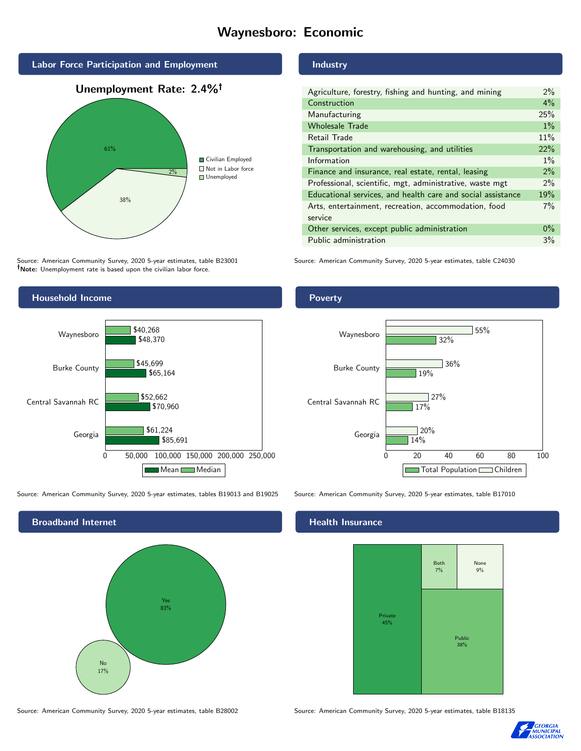# Waynesboro: Economic

## Labor Force Participation and Employment

**Unemployment Rate: 2.4%†**

| Category | Percent |
|---|---|
| Civilian Employed | 61% |
| Not in Labor force | 38% |
| Unemployed | 2% |

Source: American Community Survey, 2020 5-year estimates, table B23001
**†Note:** Unemployment rate is based upon the civilian labor force.

## Industry

| Industry | Percent |
|---|---|
| Agriculture, forestry, fishing and hunting, and mining | 2% |
| Construction | 4% |
| Manufacturing | 25% |
| Wholesale Trade | 1% |
| Retail Trade | 11% |
| Transportation and warehousing, and utilities | 22% |
| Information | 1% |
| Finance and insurance, real estate, rental, leasing | 2% |
| Professional, scientific, mgt, administrative, waste mgt | 2% |
| Educational services, and health care and social assistance | 19% |
| Arts, entertainment, recreation, accommodation, food service | 7% |
| Other services, except public administration | 0% |
| Public administration | 3% |

Source: American Community Survey, 2020 5-year estimates, table C24030

## Household Income

| | Median | Mean |
|---|---|---|
| Waynesboro | $40,268 | $48,370 |
| Burke County | $45,699 | $65,164 |
| Central Savannah RC | $52,662 | $70,960 |
| Georgia | $61,224 | $85,691 |

Source: American Community Survey, 2020 5-year estimates, tables B19013 and B19025

## Poverty

| | Children | Total Population |
|---|---|---|
| Waynesboro | 55% | 32% |
| Burke County | 36% | 19% |
| Central Savannah RC | 27% | 17% |
| Georgia | 20% | 14% |

Source: American Community Survey, 2020 5-year estimates, table B17010

## Broadband Internet

| | Percent |
|---|---|
| Yes | 83% |
| No | 17% |

Source: American Community Survey, 2020 5-year estimates, table B28002

## Health Insurance

| | Percent |
|---|---|
| Private | 45% |
| Public | 38% |
| Both | 7% |
| None | 9% |

Source: American Community Survey, 2020 5-year estimates, table B18135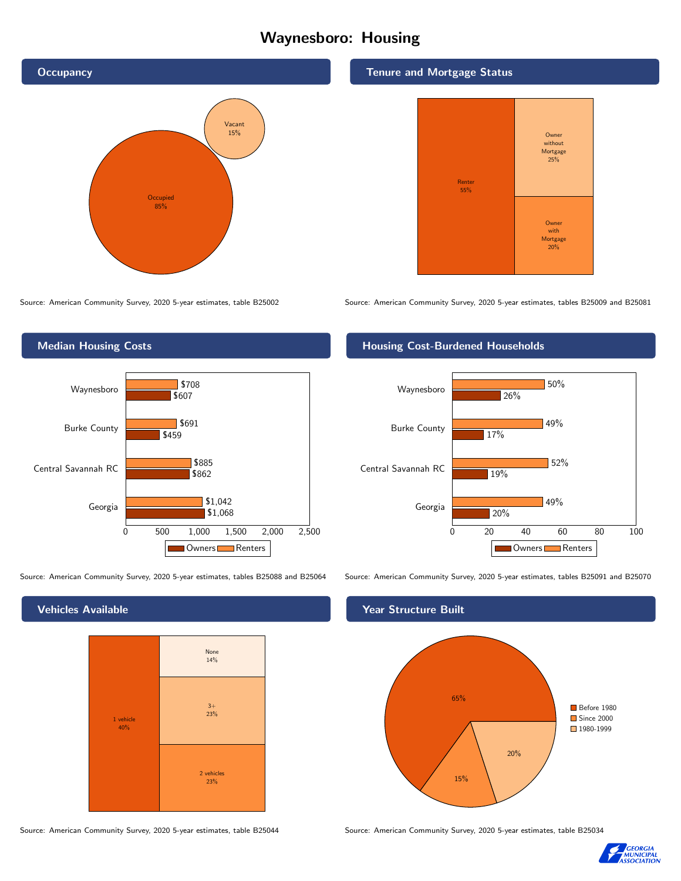# Waynesboro: Housing

## Occupancy

Vacant
15%

Occupied
85%

Source: American Community Survey, 2020 5-year estimates, table B25002

## Tenure and Mortgage Status

Renter
55%

Owner without Mortgage
25%

Owner with Mortgage
20%

Source: American Community Survey, 2020 5-year estimates, tables B25009 and B25081

## Median Housing Costs

Waynesboro
$708
$607

Burke County
$691
$459

Central Savannah RC
$885
$862

Georgia
$1,042
$1,068

0 500 1,000 1,500 2,000 2,500

Owners Renters

Source: American Community Survey, 2020 5-year estimates, tables B25088 and B25064

## Housing Cost-Burdened Households

Waynesboro
50%
26%

Burke County
49%
17%

Central Savannah RC
52%
19%

Georgia
49%
20%

0 20 40 60 80 100

Owners Renters

Source: American Community Survey, 2020 5-year estimates, tables B25091 and B25070

## Vehicles Available

1 vehicle
40%

None
14%

3+
23%

2 vehicles
23%

Source: American Community Survey, 2020 5-year estimates, table B25044

## Year Structure Built

65%

15%

20%

Before 1980
Since 2000
1980-1999

Source: American Community Survey, 2020 5-year estimates, table B25034

GEORGIA MUNICIPAL ASSOCIATION